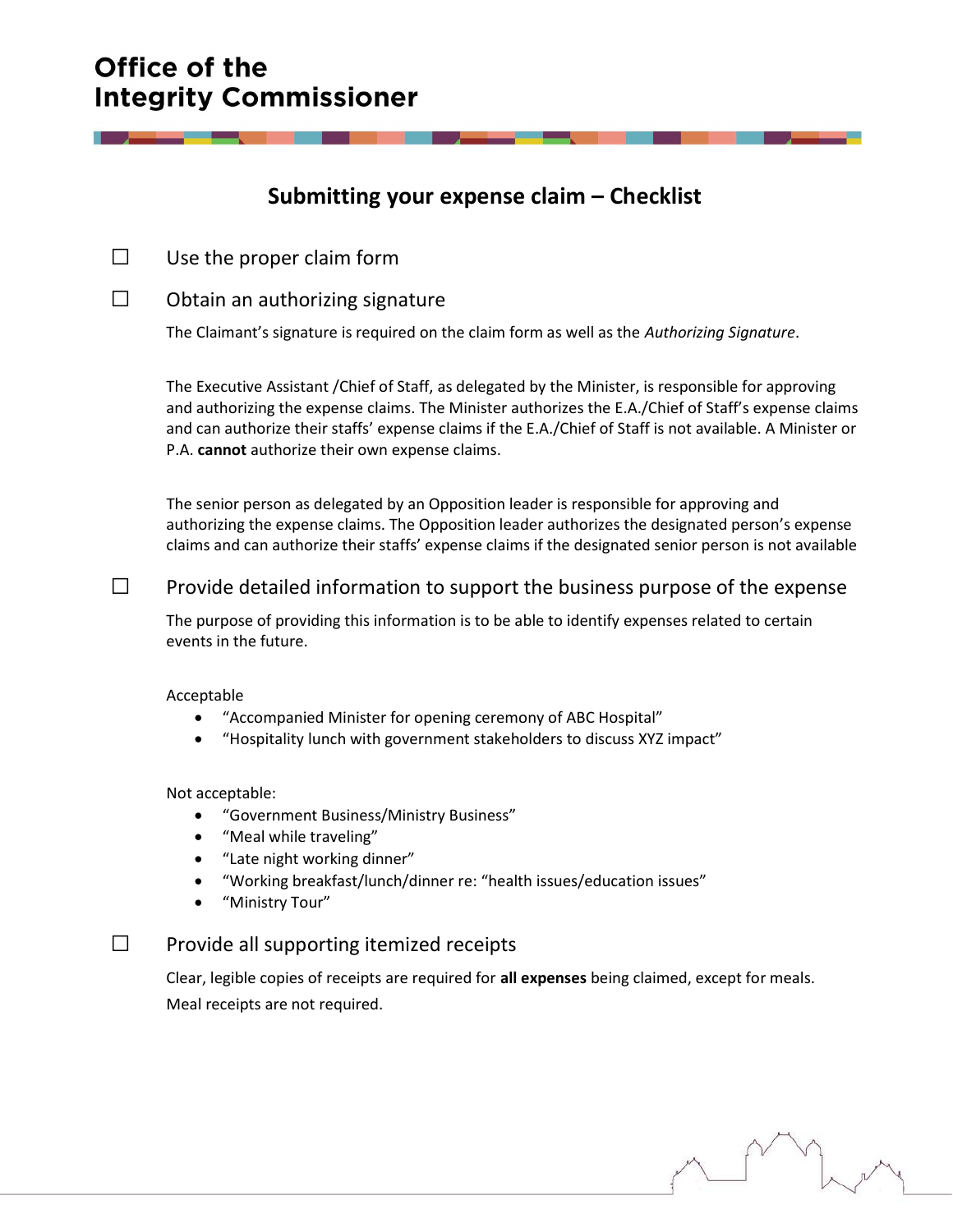# Office of the Integrity Commissioner

## Submitting your expense claim – Checklist

☐ Use the proper claim form

☐ Obtain an authorizing signature

The Claimant's signature is required on the claim form as well as the *Authorizing Signature*.

The Executive Assistant /Chief of Staff, as delegated by the Minister, is responsible for approving and authorizing the expense claims. The Minister authorizes the E.A./Chief of Staff's expense claims and can authorize their staffs' expense claims if the E.A./Chief of Staff is not available. A Minister or P.A. **cannot** authorize their own expense claims.

The senior person as delegated by an Opposition leader is responsible for approving and authorizing the expense claims. The Opposition leader authorizes the designated person's expense claims and can authorize their staffs' expense claims if the designated senior person is not available

☐ Provide detailed information to support the business purpose of the expense

The purpose of providing this information is to be able to identify expenses related to certain events in the future.

Acceptable

- "Accompanied Minister for opening ceremony of ABC Hospital"
- "Hospitality lunch with government stakeholders to discuss XYZ impact"

Not acceptable:

- "Government Business/Ministry Business"
- "Meal while traveling"
- "Late night working dinner"
- "Working breakfast/lunch/dinner re: "health issues/education issues"
- "Ministry Tour"

☐ Provide all supporting itemized receipts

Clear, legible copies of receipts are required for **all expenses** being claimed, except for meals. Meal receipts are not required.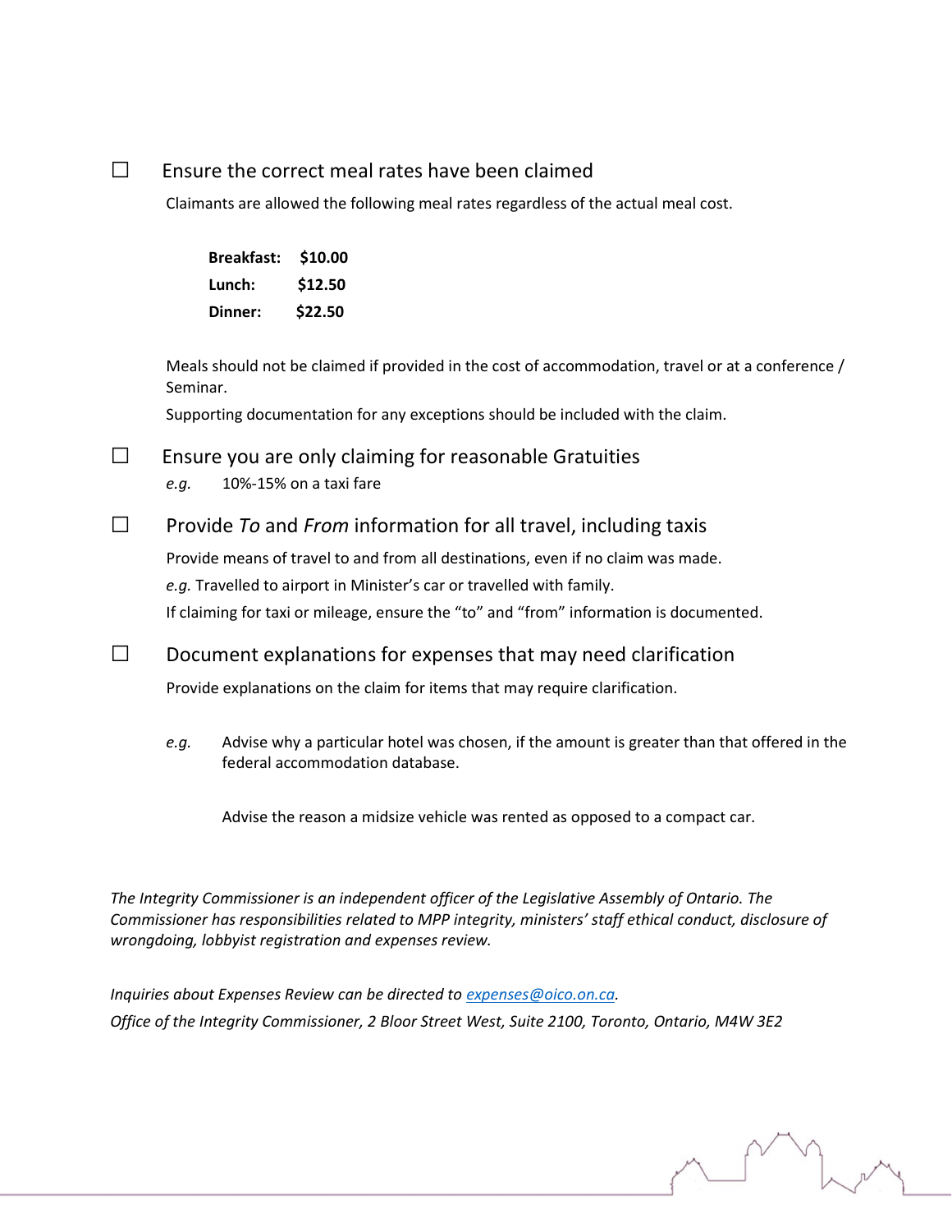☐ Ensure the correct meal rates have been claimed

Claimants are allowed the following meal rates regardless of the actual meal cost.

| | |
|---|---|
| **Breakfast:** | **$10.00** |
| **Lunch:** | **$12.50** |
| **Dinner:** | **$22.50** |

Meals should not be claimed if provided in the cost of accommodation, travel or at a conference / Seminar.

Supporting documentation for any exceptions should be included with the claim.

☐ Ensure you are only claiming for reasonable Gratuities

*e.g.* 10%-15% on a taxi fare

☐ Provide *To* and *From* information for all travel, including taxis

Provide means of travel to and from all destinations, even if no claim was made.

*e.g.* Travelled to airport in Minister's car or travelled with family.

If claiming for taxi or mileage, ensure the "to" and "from" information is documented.

☐ Document explanations for expenses that may need clarification

Provide explanations on the claim for items that may require clarification.

*e.g.* Advise why a particular hotel was chosen, if the amount is greater than that offered in the federal accommodation database.

Advise the reason a midsize vehicle was rented as opposed to a compact car.

*The Integrity Commissioner is an independent officer of the Legislative Assembly of Ontario. The Commissioner has responsibilities related to MPP integrity, ministers' staff ethical conduct, disclosure of wrongdoing, lobbyist registration and expenses review.*

*Inquiries about Expenses Review can be directed to [expenses@oico.on.ca](mailto:expenses@oico.on.ca).*

*Office of the Integrity Commissioner, 2 Bloor Street West, Suite 2100, Toronto, Ontario, M4W 3E2*